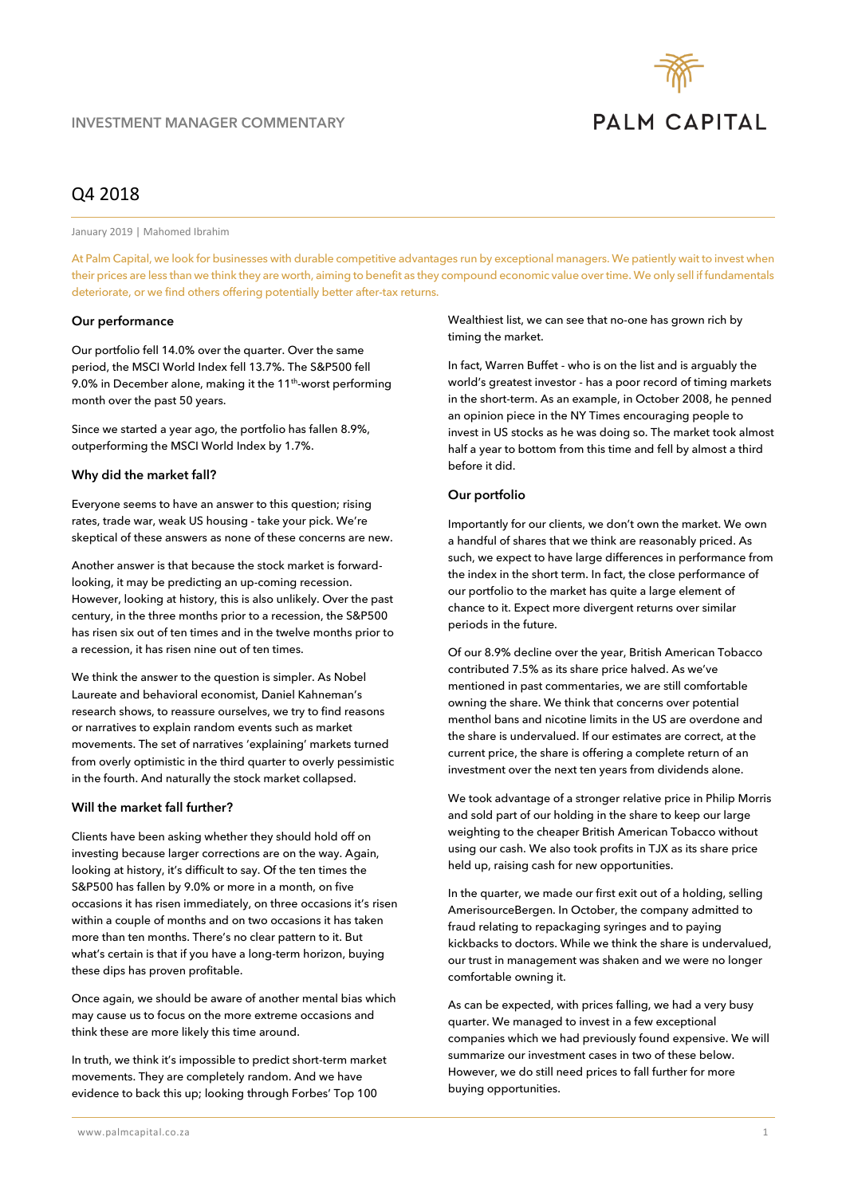INVESTMENT MANAGER COMMENTARY

PALM CAPITAL

# Q4 2018

January 2019 | Mahomed Ibrahim

At Palm Capital, we look for businesses with durable competitive advantages run by exceptional managers. We patiently wait to invest when their prices are less than we think they are worth, aiming to benefit as they compound economic value over time. We only sell if fundamentals deteriorate, or we find others offering potentially better after-tax returns.

### Our performance

Our portfolio fell 14.0% over the quarter. Over the same period, the MSCI World Index fell 13.7%. The S&P500 fell 9.0% in December alone, making it the 11th-worst performing month over the past 50 years.

Since we started a year ago, the portfolio has fallen 8.9%, outperforming the MSCI World Index by 1.7%.

### Why did the market fall?

Everyone seems to have an answer to this question; rising rates, trade war, weak US housing - take your pick. We're skeptical of these answers as none of these concerns are new.

Another answer is that because the stock market is forward-looking, it may be predicting an up-coming recession. However, looking at history, this is also unlikely. Over the past century, in the three months prior to a recession, the S&P500 has risen six out of ten times and in the twelve months prior to a recession, it has risen nine out of ten times.

We think the answer to the question is simpler. As Nobel Laureate and behavioral economist, Daniel Kahneman's research shows, to reassure ourselves, we try to find reasons or narratives to explain random events such as market movements. The set of narratives 'explaining' markets turned from overly optimistic in the third quarter to overly pessimistic in the fourth. And naturally the stock market collapsed.

### Will the market fall further?

Clients have been asking whether they should hold off on investing because larger corrections are on the way. Again, looking at history, it's difficult to say. Of the ten times the S&P500 has fallen by 9.0% or more in a month, on five occasions it has risen immediately, on three occasions it's risen within a couple of months and on two occasions it has taken more than ten months. There's no clear pattern to it. But what's certain is that if you have a long-term horizon, buying these dips has proven profitable.

Once again, we should be aware of another mental bias which may cause us to focus on the more extreme occasions and think these are more likely this time around.

In truth, we think it's impossible to predict short-term market movements. They are completely random. And we have evidence to back this up; looking through Forbes' Top 100 Wealthiest list, we can see that no-one has grown rich by timing the market.

In fact, Warren Buffet - who is on the list and is arguably the world's greatest investor - has a poor record of timing markets in the short-term. As an example, in October 2008, he penned an opinion piece in the NY Times encouraging people to invest in US stocks as he was doing so. The market took almost half a year to bottom from this time and fell by almost a third before it did.

### Our portfolio

Importantly for our clients, we don't own the market. We own a handful of shares that we think are reasonably priced. As such, we expect to have large differences in performance from the index in the short term. In fact, the close performance of our portfolio to the market has quite a large element of chance to it. Expect more divergent returns over similar periods in the future.

Of our 8.9% decline over the year, British American Tobacco contributed 7.5% as its share price halved. As we've mentioned in past commentaries, we are still comfortable owning the share. We think that concerns over potential menthol bans and nicotine limits in the US are overdone and the share is undervalued. If our estimates are correct, at the current price, the share is offering a complete return of an investment over the next ten years from dividends alone.

We took advantage of a stronger relative price in Philip Morris and sold part of our holding in the share to keep our large weighting to the cheaper British American Tobacco without using our cash. We also took profits in TJX as its share price held up, raising cash for new opportunities.

In the quarter, we made our first exit out of a holding, selling AmerisourceBergen. In October, the company admitted to fraud relating to repackaging syringes and to paying kickbacks to doctors. While we think the share is undervalued, our trust in management was shaken and we were no longer comfortable owning it.

As can be expected, with prices falling, we had a very busy quarter. We managed to invest in a few exceptional companies which we had previously found expensive. We will summarize our investment cases in two of these below. However, we do still need prices to fall further for more buying opportunities.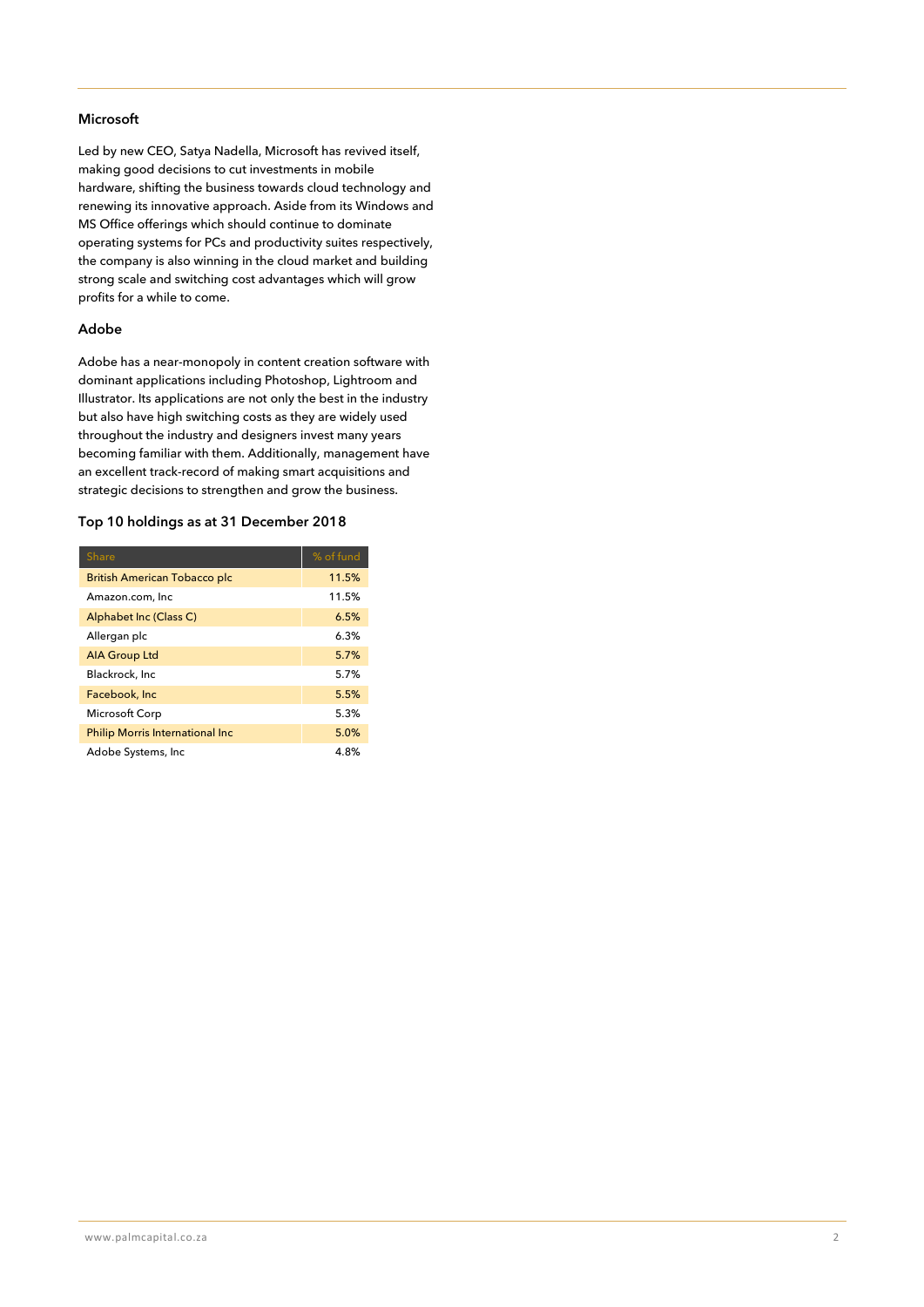### Microsoft

Led by new CEO, Satya Nadella, Microsoft has revived itself, making good decisions to cut investments in mobile hardware, shifting the business towards cloud technology and renewing its innovative approach. Aside from its Windows and MS Office offerings which should continue to dominate operating systems for PCs and productivity suites respectively, the company is also winning in the cloud market and building strong scale and switching cost advantages which will grow profits for a while to come.

### Adobe

Adobe has a near-monopoly in content creation software with dominant applications including Photoshop, Lightroom and Illustrator. Its applications are not only the best in the industry but also have high switching costs as they are widely used throughout the industry and designers invest many years becoming familiar with them. Additionally, management have an excellent track-record of making smart acquisitions and strategic decisions to strengthen and grow the business.

### Top 10 holdings as at 31 December 2018

| Share | % of fund |
|---|---|
| British American Tobacco plc | 11.5% |
| Amazon.com, Inc | 11.5% |
| Alphabet Inc (Class C) | 6.5% |
| Allergan plc | 6.3% |
| AIA Group Ltd | 5.7% |
| Blackrock, Inc | 5.7% |
| Facebook, Inc | 5.5% |
| Microsoft Corp | 5.3% |
| Philip Morris International Inc | 5.0% |
| Adobe Systems, Inc | 4.8% |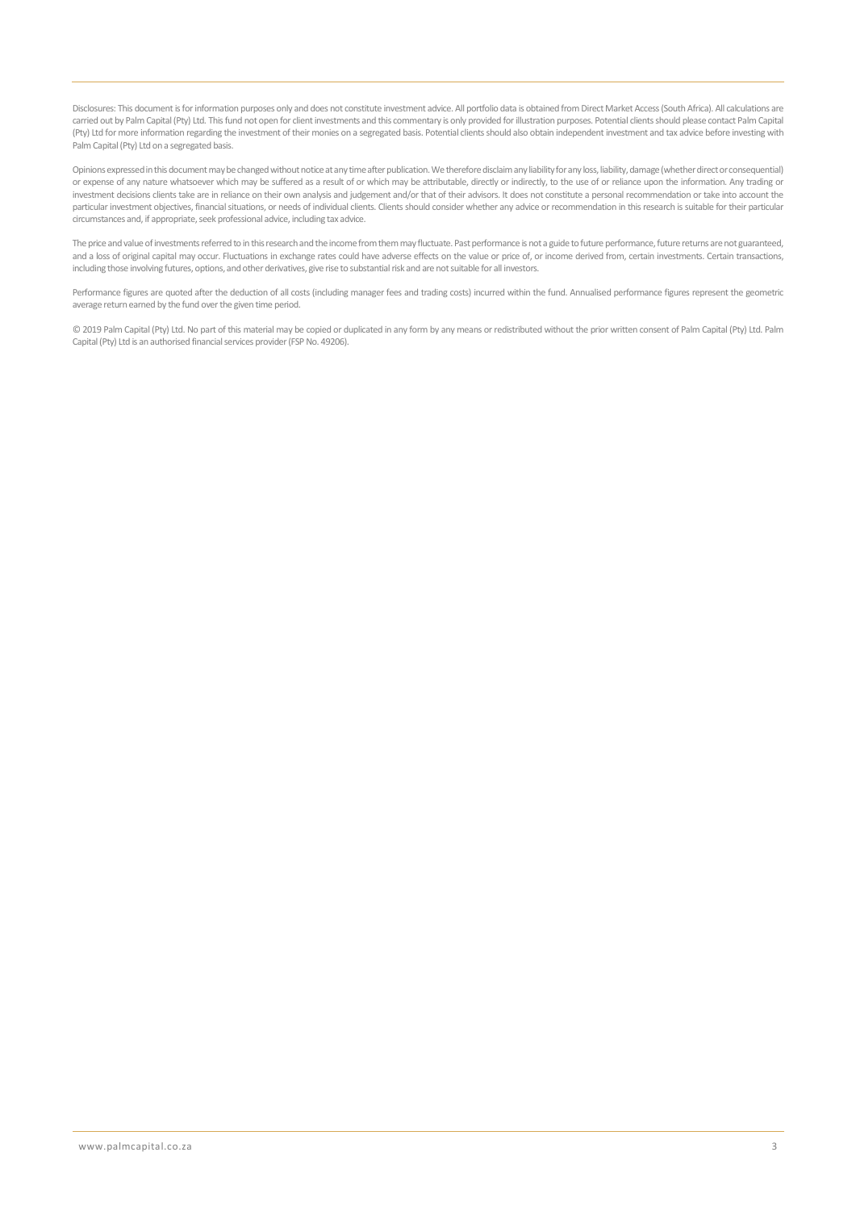Disclosures: This document is for information purposes only and does not constitute investment advice. All portfolio data is obtained from Direct Market Access (South Africa). All calculations are carried out by Palm Capital (Pty) Ltd. This fund not open for client investments and this commentary is only provided for illustration purposes. Potential clients should please contact Palm Capital (Pty) Ltd for more information regarding the investment of their monies on a segregated basis. Potential clients should also obtain independent investment and tax advice before investing with Palm Capital (Pty) Ltd on a segregated basis.

Opinions expressed in this document may be changed without notice at any time after publication. We therefore disclaim any liability for any loss, liability, damage (whether direct or consequential) or expense of any nature whatsoever which may be suffered as a result of or which may be attributable, directly or indirectly, to the use of or reliance upon the information. Any trading or investment decisions clients take are in reliance on their own analysis and judgement and/or that of their advisors. It does not constitute a personal recommendation or take into account the particular investment objectives, financial situations, or needs of individual clients. Clients should consider whether any advice or recommendation in this research is suitable for their particular circumstances and, if appropriate, seek professional advice, including tax advice.

The price and value of investments referred to in this research and the income from them may fluctuate. Past performance is not a guide to future performance, future returns are not guaranteed, and a loss of original capital may occur. Fluctuations in exchange rates could have adverse effects on the value or price of, or income derived from, certain investments. Certain transactions, including those involving futures, options, and other derivatives, give rise to substantial risk and are not suitable for all investors.

Performance figures are quoted after the deduction of all costs (including manager fees and trading costs) incurred within the fund. Annualised performance figures represent the geometric average return earned by the fund over the given time period.

© 2019 Palm Capital (Pty) Ltd. No part of this material may be copied or duplicated in any form by any means or redistributed without the prior written consent of Palm Capital (Pty) Ltd. Palm Capital (Pty) Ltd is an authorised financial services provider (FSP No. 49206).